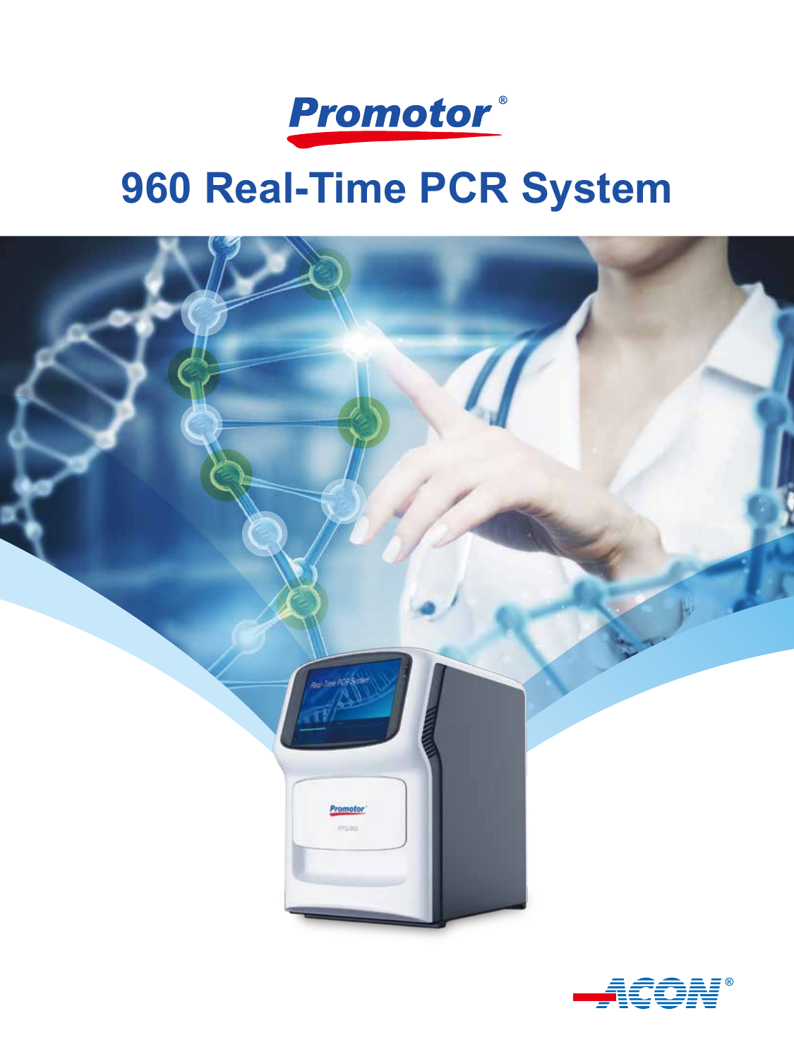Promotor®

# 960 Real-Time PCR System

ACON®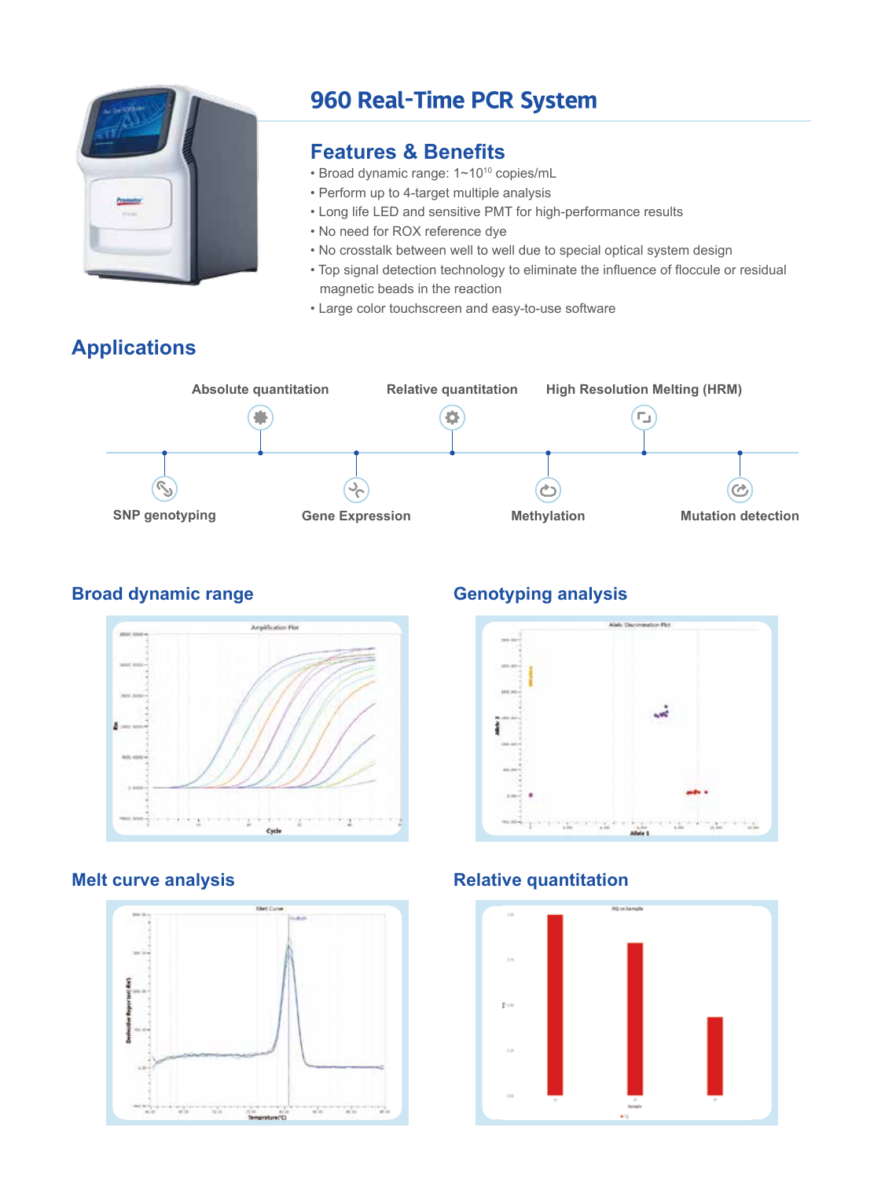# 960 Real-Time PCR System

## Features & Benefits

- Broad dynamic range: 1~$10^{10}$ copies/mL
- Perform up to 4-target multiple analysis
- Long life LED and sensitive PMT for high-performance results
- No need for ROX reference dye
- No crosstalk between well to well due to special optical system design
- Top signal detection technology to eliminate the influence of floccule or residual magnetic beads in the reaction
- Large color touchscreen and easy-to-use software

## Applications

- SNP genotyping
- Absolute quantitation
- Gene Expression
- Relative quantitation
- Methylation
- High Resolution Melting (HRM)
- Mutation detection

### Broad dynamic range

### Genotyping analysis

### Melt curve analysis

### Relative quantitation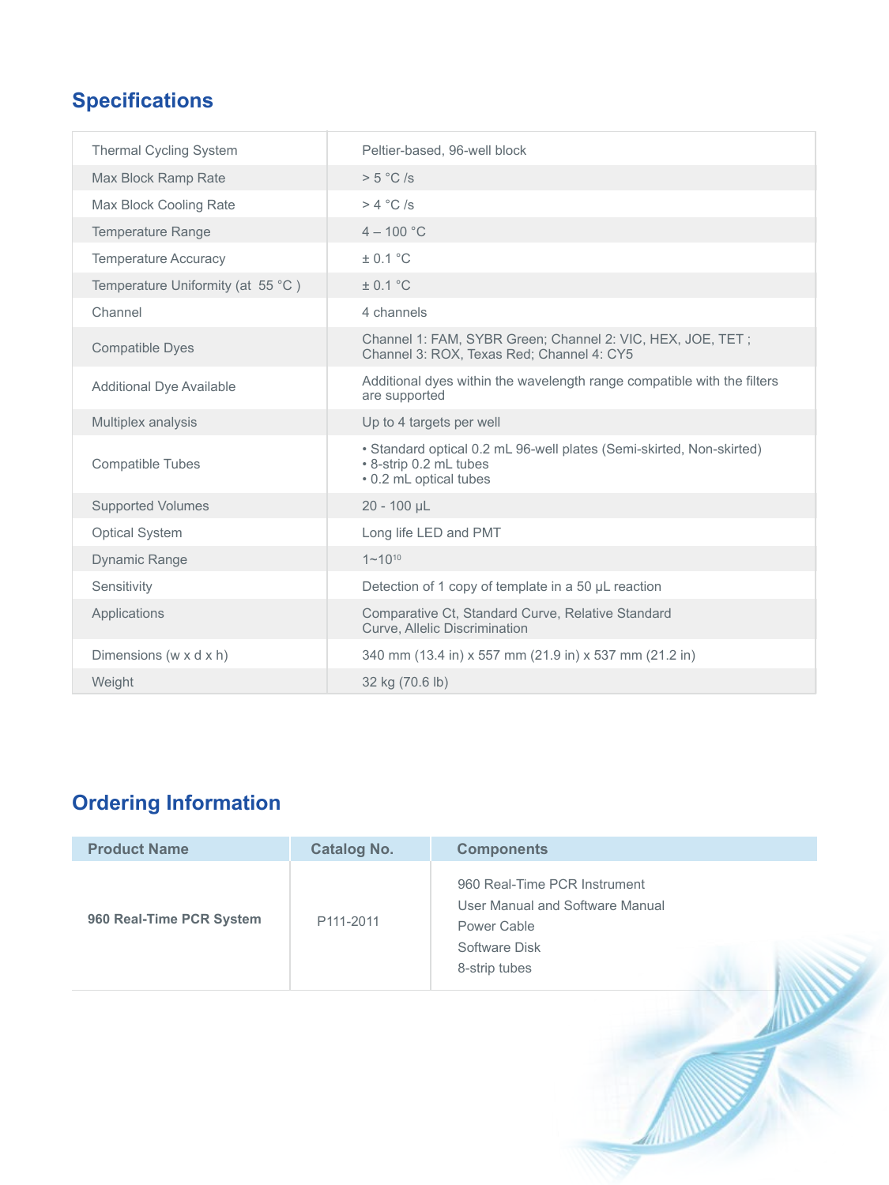## Specifications

| | |
|---|---|
| Thermal Cycling System | Peltier-based, 96-well block |
| Max Block Ramp Rate | > 5 °C /s |
| Max Block Cooling Rate | > 4 °C /s |
| Temperature Range | 4 – 100 °C |
| Temperature Accuracy | ± 0.1 °C |
| Temperature Uniformity (at 55 °C ) | ± 0.1 °C |
| Channel | 4 channels |
| Compatible Dyes | Channel 1: FAM, SYBR Green; Channel 2: VIC, HEX, JOE, TET ; Channel 3: ROX, Texas Red; Channel 4: CY5 |
| Additional Dye Available | Additional dyes within the wavelength range compatible with the filters are supported |
| Multiplex analysis | Up to 4 targets per well |
| Compatible Tubes | • Standard optical 0.2 mL 96-well plates (Semi-skirted, Non-skirted)<br>• 8-strip 0.2 mL tubes<br>• 0.2 mL optical tubes |
| Supported Volumes | 20 - 100 µL |
| Optical System | Long life LED and PMT |
| Dynamic Range | $1 \sim 10^{10}$ |
| Sensitivity | Detection of 1 copy of template in a 50 µL reaction |
| Applications | Comparative Ct, Standard Curve, Relative Standard Curve, Allelic Discrimination |
| Dimensions (w x d x h) | 340 mm (13.4 in) x 557 mm (21.9 in) x 537 mm (21.2 in) |
| Weight | 32 kg (70.6 lb) |

## Ordering Information

| Product Name | Catalog No. | Components |
|---|---|---|
| **960 Real-Time PCR System** | P111-2011 | 960 Real-Time PCR Instrument<br>User Manual and Software Manual<br>Power Cable<br>Software Disk<br>8-strip tubes |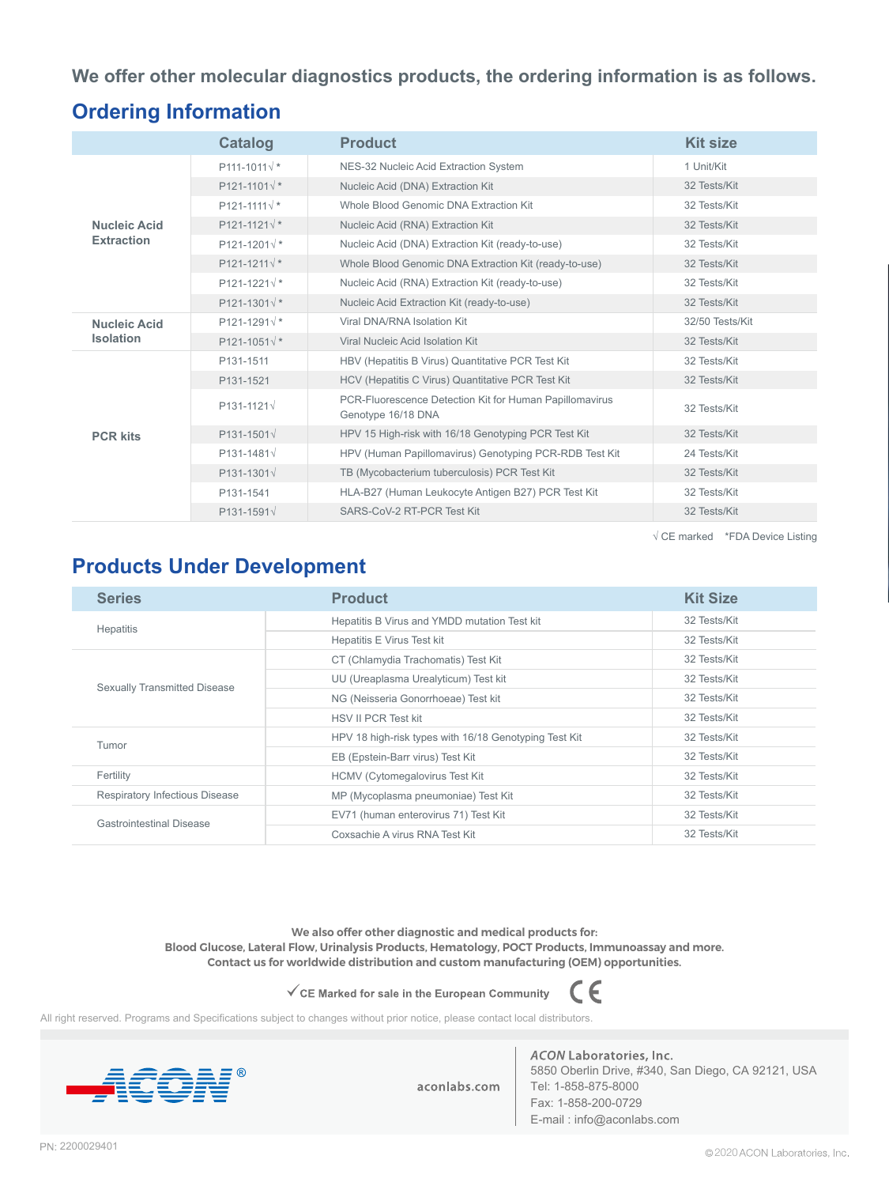**We offer other molecular diagnostics products, the ordering information is as follows.**

## Ordering Information

| | Catalog | Product | Kit size |
|---|---|---|---|
| Nucleic Acid Extraction | P111-1011√ * | NES-32 Nucleic Acid Extraction System | 1 Unit/Kit |
| | P121-1101√ * | Nucleic Acid (DNA) Extraction Kit | 32 Tests/Kit |
| | P121-1111√ * | Whole Blood Genomic DNA Extraction Kit | 32 Tests/Kit |
| | P121-1121√ * | Nucleic Acid (RNA) Extraction Kit | 32 Tests/Kit |
| | P121-1201√ * | Nucleic Acid (DNA) Extraction Kit (ready-to-use) | 32 Tests/Kit |
| | P121-1211√ * | Whole Blood Genomic DNA Extraction Kit (ready-to-use) | 32 Tests/Kit |
| | P121-1221√ * | Nucleic Acid (RNA) Extraction Kit (ready-to-use) | 32 Tests/Kit |
| | P121-1301√ * | Nucleic Acid Extraction Kit (ready-to-use) | 32 Tests/Kit |
| Nucleic Acid Isolation | P121-1291√ * | Viral DNA/RNA Isolation Kit | 32/50 Tests/Kit |
| | P121-1051√ * | Viral Nucleic Acid Isolation Kit | 32 Tests/Kit |
| PCR kits | P131-1511 | HBV (Hepatitis B Virus) Quantitative PCR Test Kit | 32 Tests/Kit |
| | P131-1521 | HCV (Hepatitis C Virus) Quantitative PCR Test Kit | 32 Tests/Kit |
| | P131-1121√ | PCR-Fluorescence Detection Kit for Human Papillomavirus Genotype 16/18 DNA | 32 Tests/Kit |
| | P131-1501√ | HPV 15 High-risk with 16/18 Genotyping PCR Test Kit | 32 Tests/Kit |
| | P131-1481√ | HPV (Human Papillomavirus) Genotyping PCR-RDB Test Kit | 24 Tests/Kit |
| | P131-1301√ | TB (Mycobacterium tuberculosis) PCR Test Kit | 32 Tests/Kit |
| | P131-1541 | HLA-B27 (Human Leukocyte Antigen B27) PCR Test Kit | 32 Tests/Kit |
| | P131-1591√ | SARS-CoV-2 RT-PCR Test Kit | 32 Tests/Kit |

√ CE marked *FDA Device Listing

## Products Under Development

| Series | Product | Kit Size |
|---|---|---|
| Hepatitis | Hepatitis B Virus and YMDD mutation Test kit | 32 Tests/Kit |
| | Hepatitis E Virus Test kit | 32 Tests/Kit |
| Sexually Transmitted Disease | CT (Chlamydia Trachomatis) Test Kit | 32 Tests/Kit |
| | UU (Ureaplasma Urealyticum) Test kit | 32 Tests/Kit |
| | NG (Neisseria Gonorrhoeae) Test kit | 32 Tests/Kit |
| | HSV II PCR Test kit | 32 Tests/Kit |
| Tumor | HPV 18 high-risk types with 16/18 Genotyping Test Kit | 32 Tests/Kit |
| | EB (Epstein-Barr virus) Test Kit | 32 Tests/Kit |
| Fertility | HCMV (Cytomegalovirus Test Kit | 32 Tests/Kit |
| Respiratory Infectious Disease | MP (Mycoplasma pneumoniae) Test Kit | 32 Tests/Kit |
| Gastrointestinal Disease | EV71 (human enterovirus 71) Test Kit | 32 Tests/Kit |
| | Coxsachie A virus RNA Test Kit | 32 Tests/Kit |

**We also offer other diagnostic and medical products for:**
**Blood Glucose, Lateral Flow, Urinalysis Products, Hematology, POCT Products, Immunoassay and more.**
**Contact us for worldwide distribution and custom manufacturing (OEM) opportunities.**

**√CE Marked for sale in the European Community** CE

All right reserved. Programs and Specifications subject to changes without prior notice, please contact local distributors.

ACON®

aconlabs.com

*ACON* Laboratories, Inc.
5850 Oberlin Drive, #340, San Diego, CA 92121, USA
Tel: 1-858-875-8000
Fax: 1-858-200-0729
E-mail : info@aconlabs.com

PN: 2200029401

©2020 ACON Laboratories, Inc.